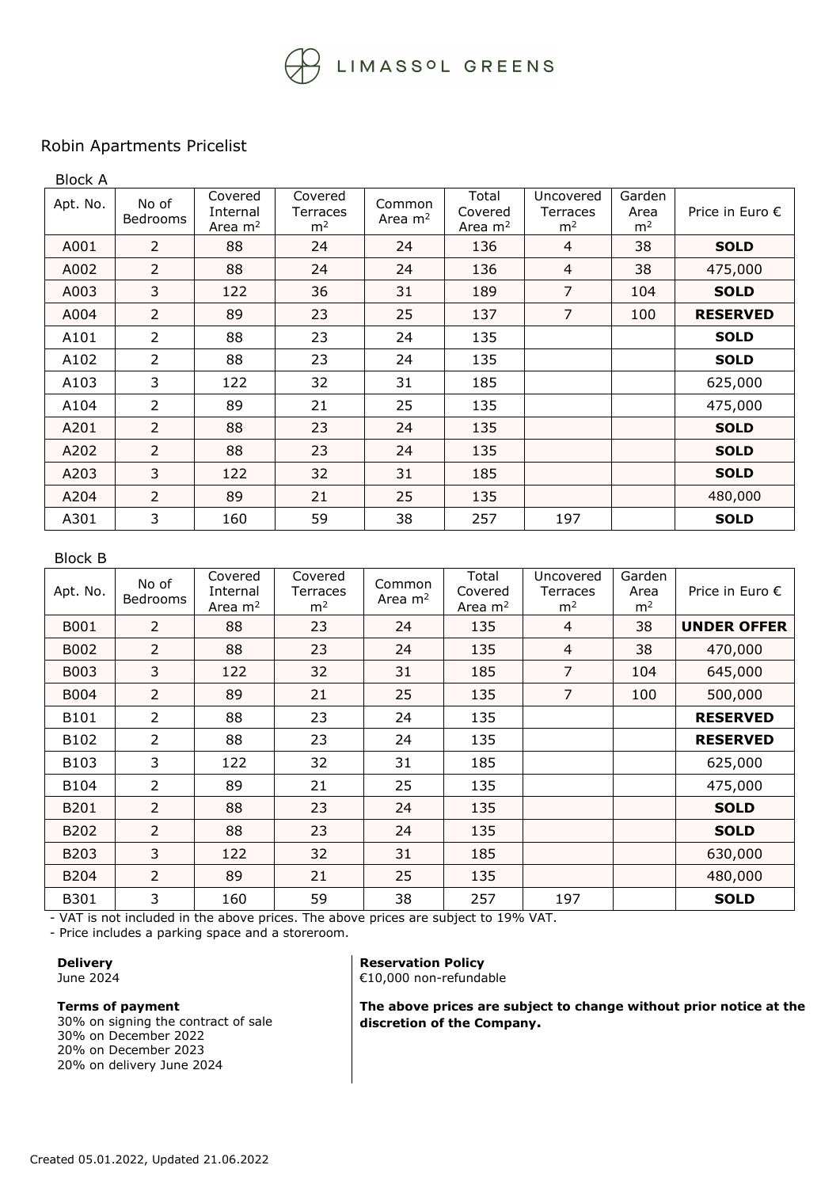LIMASSOL GREENS

## Robin Apartments Pricelist

### Block A

| Apt. No. | No of Bedrooms | Covered Internal Area m² | Covered Terraces m² | Common Area m² | Total Covered Area m² | Uncovered Terraces m² | Garden Area m² | Price in Euro € |
|---|---|---|---|---|---|---|---|---|
| A001 | 2 | 88 | 24 | 24 | 136 | 4 | 38 | **SOLD** |
| A002 | 2 | 88 | 24 | 24 | 136 | 4 | 38 | 475,000 |
| A003 | 3 | 122 | 36 | 31 | 189 | 7 | 104 | **SOLD** |
| A004 | 2 | 89 | 23 | 25 | 137 | 7 | 100 | **RESERVED** |
| A101 | 2 | 88 | 23 | 24 | 135 | | | **SOLD** |
| A102 | 2 | 88 | 23 | 24 | 135 | | | **SOLD** |
| A103 | 3 | 122 | 32 | 31 | 185 | | | 625,000 |
| A104 | 2 | 89 | 21 | 25 | 135 | | | 475,000 |
| A201 | 2 | 88 | 23 | 24 | 135 | | | **SOLD** |
| A202 | 2 | 88 | 23 | 24 | 135 | | | **SOLD** |
| A203 | 3 | 122 | 32 | 31 | 185 | | | **SOLD** |
| A204 | 2 | 89 | 21 | 25 | 135 | | | 480,000 |
| A301 | 3 | 160 | 59 | 38 | 257 | 197 | | **SOLD** |

### Block B

| Apt. No. | No of Bedrooms | Covered Internal Area m² | Covered Terraces m² | Common Area m² | Total Covered Area m² | Uncovered Terraces m² | Garden Area m² | Price in Euro € |
|---|---|---|---|---|---|---|---|---|
| B001 | 2 | 88 | 23 | 24 | 135 | 4 | 38 | **UNDER OFFER** |
| B002 | 2 | 88 | 23 | 24 | 135 | 4 | 38 | 470,000 |
| B003 | 3 | 122 | 32 | 31 | 185 | 7 | 104 | 645,000 |
| B004 | 2 | 89 | 21 | 25 | 135 | 7 | 100 | 500,000 |
| B101 | 2 | 88 | 23 | 24 | 135 | | | **RESERVED** |
| B102 | 2 | 88 | 23 | 24 | 135 | | | **RESERVED** |
| B103 | 3 | 122 | 32 | 31 | 185 | | | 625,000 |
| B104 | 2 | 89 | 21 | 25 | 135 | | | 475,000 |
| B201 | 2 | 88 | 23 | 24 | 135 | | | **SOLD** |
| B202 | 2 | 88 | 23 | 24 | 135 | | | **SOLD** |
| B203 | 3 | 122 | 32 | 31 | 185 | | | 630,000 |
| B204 | 2 | 89 | 21 | 25 | 135 | | | 480,000 |
| B301 | 3 | 160 | 59 | 38 | 257 | 197 | | **SOLD** |

- VAT is not included in the above prices. The above prices are subject to 19% VAT.
- Price includes a parking space and a storeroom.

**Delivery**
June 2024

**Terms of payment**
30% on signing the contract of sale
30% on December 2022
20% on December 2023
20% on delivery June 2024

**Reservation Policy**
€10,000 non-refundable

**The above prices are subject to change without prior notice at the discretion of the Company.**

Created 05.01.2022, Updated 21.06.2022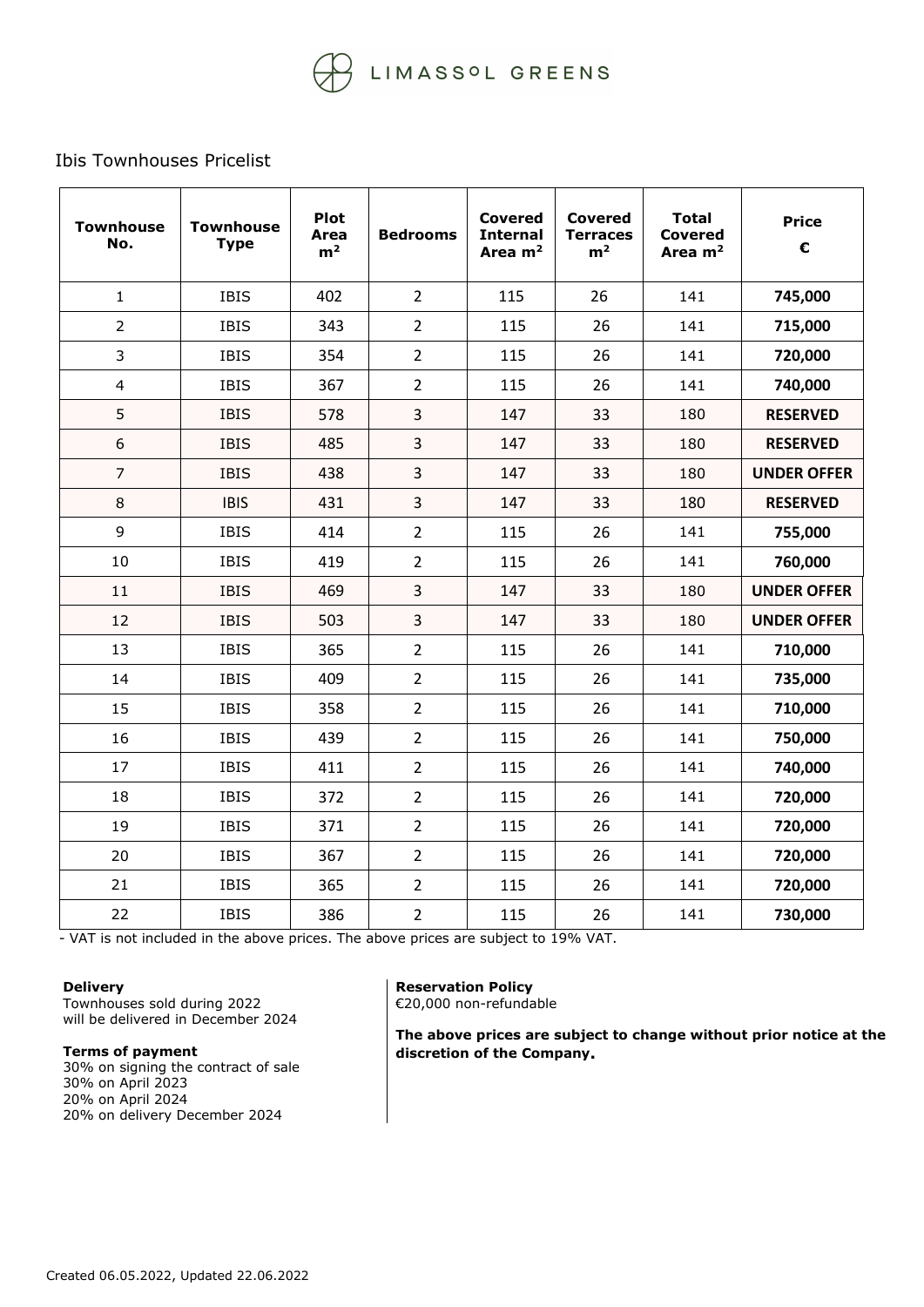LIMASSOL GREENS

Ibis Townhouses Pricelist

| Townhouse No. | Townhouse Type | Plot Area m² | Bedrooms | Covered Internal Area m² | Covered Terraces m² | Total Covered Area m² | Price € |
|---|---|---|---|---|---|---|---|
| 1 | IBIS | 402 | 2 | 115 | 26 | 141 | **745,000** |
| 2 | IBIS | 343 | 2 | 115 | 26 | 141 | **715,000** |
| 3 | IBIS | 354 | 2 | 115 | 26 | 141 | **720,000** |
| 4 | IBIS | 367 | 2 | 115 | 26 | 141 | **740,000** |
| 5 | IBIS | 578 | 3 | 147 | 33 | 180 | **RESERVED** |
| 6 | IBIS | 485 | 3 | 147 | 33 | 180 | **RESERVED** |
| 7 | IBIS | 438 | 3 | 147 | 33 | 180 | **UNDER OFFER** |
| 8 | IBIS | 431 | 3 | 147 | 33 | 180 | **RESERVED** |
| 9 | IBIS | 414 | 2 | 115 | 26 | 141 | **755,000** |
| 10 | IBIS | 419 | 2 | 115 | 26 | 141 | **760,000** |
| 11 | IBIS | 469 | 3 | 147 | 33 | 180 | **UNDER OFFER** |
| 12 | IBIS | 503 | 3 | 147 | 33 | 180 | **UNDER OFFER** |
| 13 | IBIS | 365 | 2 | 115 | 26 | 141 | **710,000** |
| 14 | IBIS | 409 | 2 | 115 | 26 | 141 | **735,000** |
| 15 | IBIS | 358 | 2 | 115 | 26 | 141 | **710,000** |
| 16 | IBIS | 439 | 2 | 115 | 26 | 141 | **750,000** |
| 17 | IBIS | 411 | 2 | 115 | 26 | 141 | **740,000** |
| 18 | IBIS | 372 | 2 | 115 | 26 | 141 | **720,000** |
| 19 | IBIS | 371 | 2 | 115 | 26 | 141 | **720,000** |
| 20 | IBIS | 367 | 2 | 115 | 26 | 141 | **720,000** |
| 21 | IBIS | 365 | 2 | 115 | 26 | 141 | **720,000** |
| 22 | IBIS | 386 | 2 | 115 | 26 | 141 | **730,000** |

- VAT is not included in the above prices. The above prices are subject to 19% VAT.

**Delivery**
Townhouses sold during 2022
will be delivered in December 2024

**Terms of payment**
30% on signing the contract of sale
30% on April 2023
20% on April 2024
20% on delivery December 2024

**Reservation Policy**
€20,000 non-refundable

**The above prices are subject to change without prior notice at the discretion of the Company.**

Created 06.05.2022, Updated 22.06.2022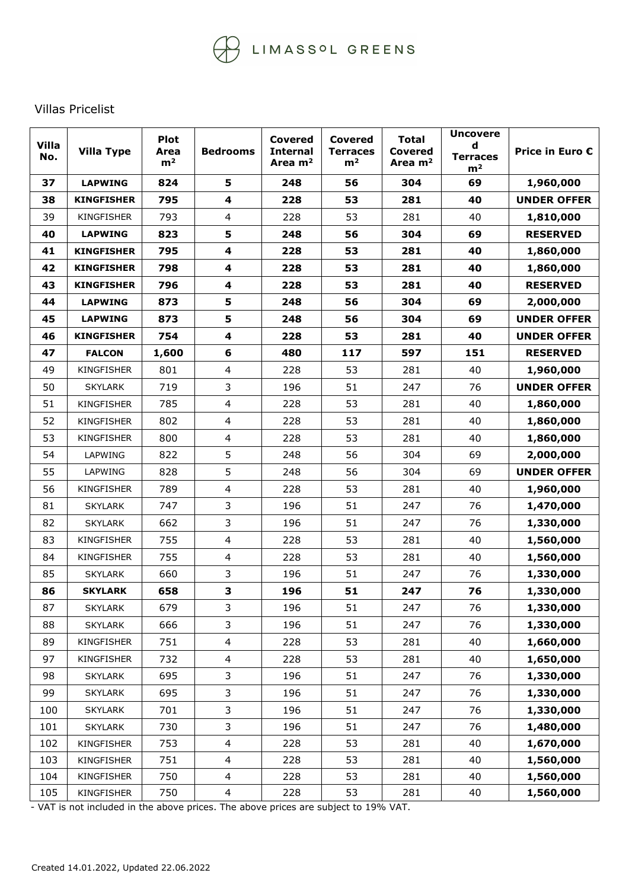LIMASSOL GREENS

Villas Pricelist

| Villa No. | Villa Type | Plot Area m² | Bedrooms | Covered Internal Area m² | Covered Terraces m² | Total Covered Area m² | Uncovered Terraces m² | Price in Euro € |
|---|---|---|---|---|---|---|---|---|
| **37** | **LAPWING** | **824** | **5** | **248** | **56** | **304** | **69** | **1,960,000** |
| **38** | **KINGFISHER** | **795** | **4** | **228** | **53** | **281** | **40** | **UNDER OFFER** |
| 39 | KINGFISHER | 793 | 4 | 228 | 53 | 281 | 40 | **1,810,000** |
| **40** | **LAPWING** | **823** | **5** | **248** | **56** | **304** | **69** | **RESERVED** |
| **41** | **KINGFISHER** | **795** | **4** | **228** | **53** | **281** | **40** | **1,860,000** |
| **42** | **KINGFISHER** | **798** | **4** | **228** | **53** | **281** | **40** | **1,860,000** |
| **43** | **KINGFISHER** | **796** | **4** | **228** | **53** | **281** | **40** | **RESERVED** |
| **44** | **LAPWING** | **873** | **5** | **248** | **56** | **304** | **69** | **2,000,000** |
| **45** | **LAPWING** | **873** | **5** | **248** | **56** | **304** | **69** | **UNDER OFFER** |
| **46** | **KINGFISHER** | **754** | **4** | **228** | **53** | **281** | **40** | **UNDER OFFER** |
| **47** | **FALCON** | **1,600** | **6** | **480** | **117** | **597** | **151** | **RESERVED** |
| 49 | KINGFISHER | 801 | 4 | 228 | 53 | 281 | 40 | **1,960,000** |
| 50 | SKYLARK | 719 | 3 | 196 | 51 | 247 | 76 | **UNDER OFFER** |
| 51 | KINGFISHER | 785 | 4 | 228 | 53 | 281 | 40 | **1,860,000** |
| 52 | KINGFISHER | 802 | 4 | 228 | 53 | 281 | 40 | **1,860,000** |
| 53 | KINGFISHER | 800 | 4 | 228 | 53 | 281 | 40 | **1,860,000** |
| 54 | LAPWING | 822 | 5 | 248 | 56 | 304 | 69 | **2,000,000** |
| 55 | LAPWING | 828 | 5 | 248 | 56 | 304 | 69 | **UNDER OFFER** |
| 56 | KINGFISHER | 789 | 4 | 228 | 53 | 281 | 40 | **1,960,000** |
| 81 | SKYLARK | 747 | 3 | 196 | 51 | 247 | 76 | **1,470,000** |
| 82 | SKYLARK | 662 | 3 | 196 | 51 | 247 | 76 | **1,330,000** |
| 83 | KINGFISHER | 755 | 4 | 228 | 53 | 281 | 40 | **1,560,000** |
| 84 | KINGFISHER | 755 | 4 | 228 | 53 | 281 | 40 | **1,560,000** |
| 85 | SKYLARK | 660 | 3 | 196 | 51 | 247 | 76 | **1,330,000** |
| **86** | **SKYLARK** | **658** | **3** | **196** | **51** | **247** | **76** | **1,330,000** |
| 87 | SKYLARK | 679 | 3 | 196 | 51 | 247 | 76 | **1,330,000** |
| 88 | SKYLARK | 666 | 3 | 196 | 51 | 247 | 76 | **1,330,000** |
| 89 | KINGFISHER | 751 | 4 | 228 | 53 | 281 | 40 | **1,660,000** |
| 97 | KINGFISHER | 732 | 4 | 228 | 53 | 281 | 40 | **1,650,000** |
| 98 | SKYLARK | 695 | 3 | 196 | 51 | 247 | 76 | **1,330,000** |
| 99 | SKYLARK | 695 | 3 | 196 | 51 | 247 | 76 | **1,330,000** |
| 100 | SKYLARK | 701 | 3 | 196 | 51 | 247 | 76 | **1,330,000** |
| 101 | SKYLARK | 730 | 3 | 196 | 51 | 247 | 76 | **1,480,000** |
| 102 | KINGFISHER | 753 | 4 | 228 | 53 | 281 | 40 | **1,670,000** |
| 103 | KINGFISHER | 751 | 4 | 228 | 53 | 281 | 40 | **1,560,000** |
| 104 | KINGFISHER | 750 | 4 | 228 | 53 | 281 | 40 | **1,560,000** |
| 105 | KINGFISHER | 750 | 4 | 228 | 53 | 281 | 40 | **1,560,000** |

- VAT is not included in the above prices. The above prices are subject to 19% VAT.

Created 14.01.2022, Updated 22.06.2022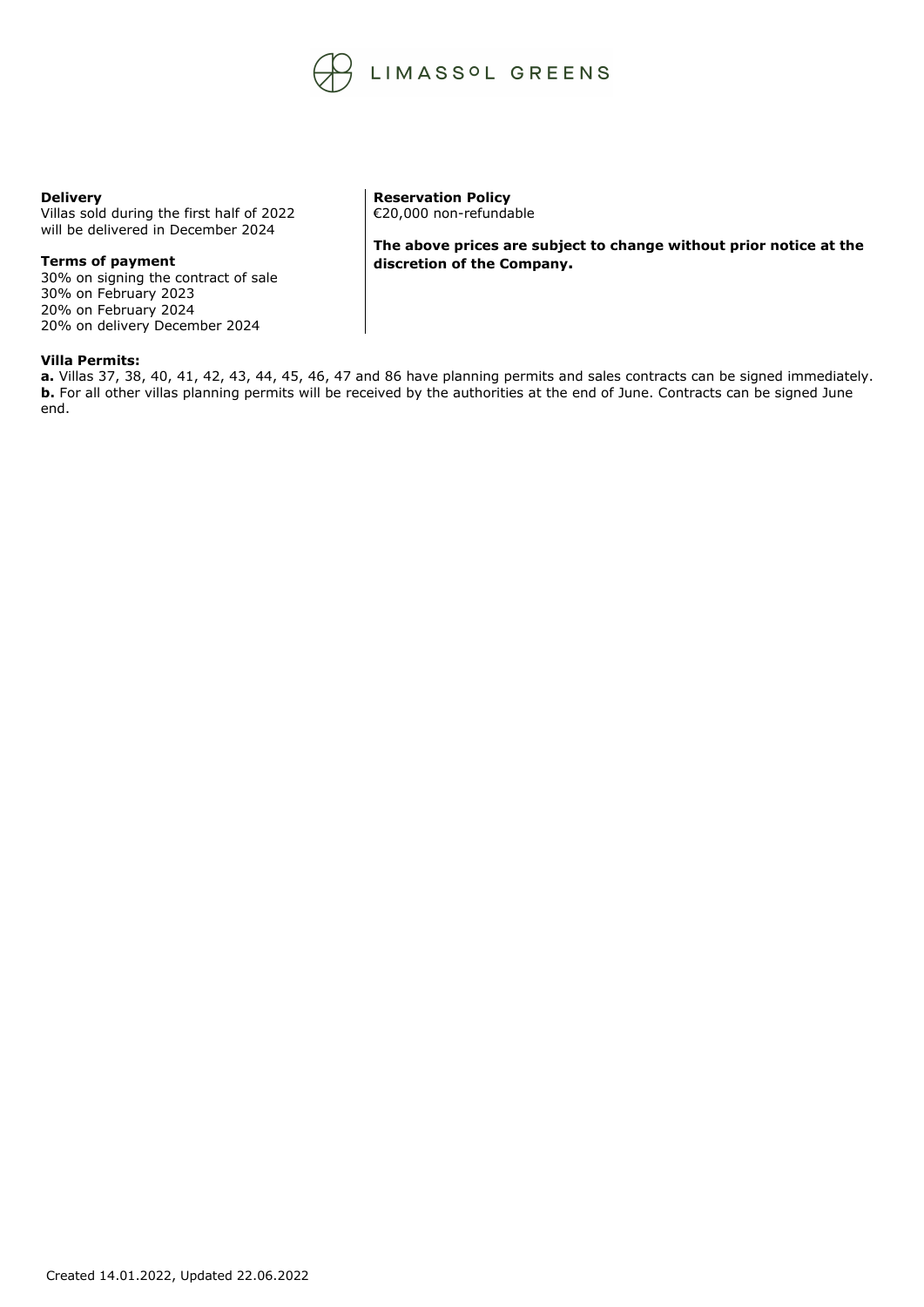**Delivery**
Villas sold during the first half of 2022 will be delivered in December 2024

**Terms of payment**
30% on signing the contract of sale
30% on February 2023
20% on February 2024
20% on delivery December 2024

**Reservation Policy**
€20,000 non-refundable

**The above prices are subject to change without prior notice at the discretion of the Company.**

**Villa Permits:**
**a.** Villas 37, 38, 40, 41, 42, 43, 44, 45, 46, 47 and 86 have planning permits and sales contracts can be signed immediately.
**b.** For all other villas planning permits will be received by the authorities at the end of June. Contracts can be signed June end.

Created 14.01.2022, Updated 22.06.2022